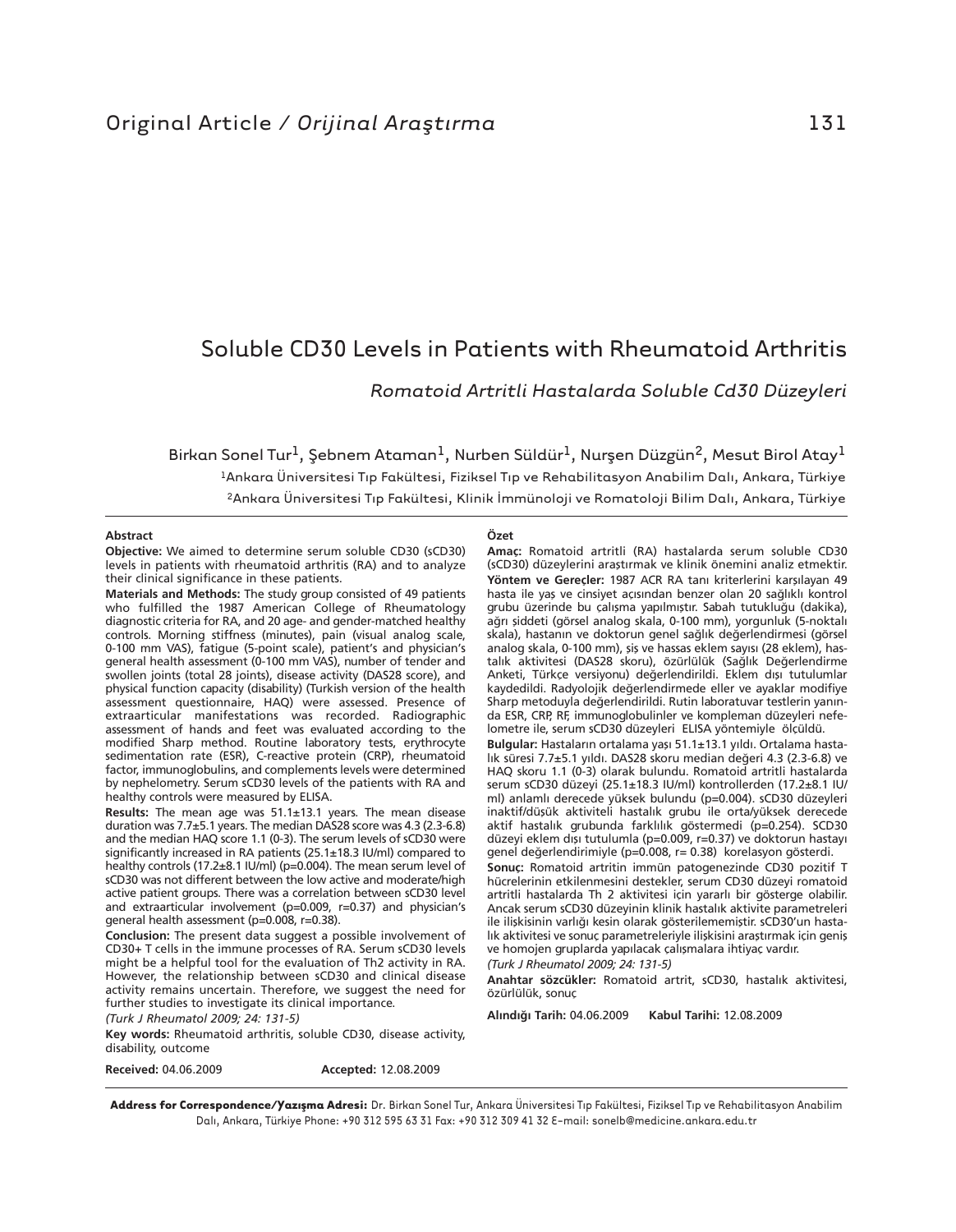Original Article / *Orijinal Araştırma*

# Soluble CD30 Levels in Patients with Rheumatoid Arthritis

## *Romatoid Artritli Hastalarda Soluble Cd30 Düzeyleri*

Birkan Sonel Tur[1], Şebnem Ataman[1], Nurben Süldür[1], Nurşen Düzgün[2], Mesut Birol Atay[1]

[1]Ankara Üniversitesi Tıp Fakültesi, Fiziksel Tıp ve Rehabilitasyon Anabilim Dalı, Ankara, Türkiye

[2]Ankara Üniversitesi Tıp Fakültesi, Klinik İmmünoloji ve Romatoloji Bilim Dalı, Ankara, Türkiye

### Abstract

**Objective:** We aimed to determine serum soluble CD30 (sCD30) levels in patients with rheumatoid arthritis (RA) and to analyze their clinical significance in these patients.

**Materials and Methods:** The study group consisted of 49 patients who fulfilled the 1987 American College of Rheumatology diagnostic criteria for RA, and 20 age- and gender-matched healthy controls. Morning stiffness (minutes), pain (visual analog scale, 0-100 mm VAS), fatigue (5-point scale), patient's and physician's general health assessment (0-100 mm VAS), number of tender and swollen joints (total 28 joints), disease activity (DAS28 score), and physical function capacity (disability) (Turkish version of the health assessment questionnaire, HAQ) were assessed. Presence of extraarticular manifestations was recorded. Radiographic assessment of hands and feet was evaluated according to the modified Sharp method. Routine laboratory tests, erythrocyte sedimentation rate (ESR), C-reactive protein (CRP), rheumatoid factor, immunoglobulins, and complements levels were determined by nephelometry. Serum sCD30 levels of the patients with RA and healthy controls were measured by ELISA.

**Results:** The mean age was 51.1±13.1 years. The mean disease duration was 7.7±5.1 years. The median DAS28 score was 4.3 (2.3-6.8) and the median HAQ score 1.1 (0-3). The serum levels of sCD30 were significantly increased in RA patients (25.1±18.3 IU/ml) compared to healthy controls (17.2±8.1 IU/ml) (p=0.004). The mean serum level of sCD30 was not different between the low active and moderate/high active patient groups. There was a correlation between sCD30 level and extraarticular involvement (p=0.009, r=0.37) and physician's general health assessment (p=0.008, r=0.38).

**Conclusion:** The present data suggest a possible involvement of CD30+ T cells in the immune processes of RA. Serum sCD30 levels might be a helpful tool for the evaluation of Th2 activity in RA. However, the relationship between sCD30 and clinical disease activity remains uncertain. Therefore, we suggest the need for further studies to investigate its clinical importance.

*(Turk J Rheumatol 2009; 24: 131-5)*

**Key words:** Rheumatoid arthritis, soluble CD30, disease activity, disability, outcome

**Received:** 04.06.2009 **Accepted:** 12.08.2009

### Özet

**Amaç:** Romatoid artritli (RA) hastalarda serum soluble CD30 (sCD30) düzeylerini araştırmak ve klinik önemini analiz etmektir.

**Yöntem ve Gereçler:** 1987 ACR RA tanı kriterlerini karşılayan 49 hasta ile yaş ve cinsiyet açısından benzer olan 20 sağlıklı kontrol grubu üzerinde bu çalışma yapılmıştır. Sabah tutukluğu (dakika), ağrı şiddeti (görsel analog skala, 0-100 mm), yorgunluk (5-noktalı skala), hastanın ve doktorun genel sağlık değerlendirmesi (görsel analog skala, 0-100 mm), şiş ve hassas eklem sayısı (28 eklem), hastalık aktivitesi (DAS28 skoru), özürlülük (Sağlık Değerlendirme Anketi, Türkçe versiyonu) değerlendirildi. Eklem dışı tutulumlar kaydedildi. Radyolojik değerlendirmede eller ve ayaklar modifiye Sharp metoduyla değerlendirildi. Rutin laboratuvar testlerin yanında ESR, CRP, RF, immunoglobulinler ve kompleman düzeyleri nefelometre ile, serum sCD30 düzeyleri ELISA yöntemiyle ölçüldü.

**Bulgular:** Hastaların ortalama yaşı 51.1±13.1 yıldı. Ortalama hastalık süresi 7.7±5.1 yıldı. DAS28 skoru median değeri 4.3 (2.3-6.8) ve HAQ skoru 1.1 (0-3) olarak bulundu. Romatoid artritli hastalarda serum sCD30 düzeyi (25.1±18.3 IU/ml) kontrollerden (17.2±8.1 IU/ml) anlamlı derecede yüksek bulundu (p=0.004). sCD30 düzeyleri inaktif/düşük aktiviteli hastalık grubu ile orta/yüksek derecede aktif hastalık grubunda farklılık göstermedi (p=0.254). SCD30 düzeyi eklem dışı tutulumla (p=0.009, r=0.37) ve doktorun hastayı genel değerlendirimiyle (p=0.008, r= 0.38) korelasyon gösterdi.

**Sonuç:** Romatoid artritin immün patogenezinde CD30 pozitif T hücrelerinin etkilenmesini destekler, serum CD30 düzeyi romatoid artritli hastalarda Th 2 aktivitesi için yararlı bir gösterge olabilir. Ancak serum sCD30 düzeyinin klinik hastalık aktivite parametreleri ile ilişkisinin varlığı kesin olarak gösterilememiştir. sCD30'un hastalık aktivitesi ve sonuç parametreleriyle ilişkisini araştırmak için geniş ve homojen gruplarda yapılacak çalışmalara ihtiyaç vardır.

*(Turk J Rheumatol 2009; 24: 131-5)*

**Anahtar sözcükler:** Romatoid artrit, sCD30, hastalık aktivitesi, özürlülük, sonuç

**Alındığı Tarih:** 04.06.2009 **Kabul Tarihi:** 12.08.2009

**Address for Correspondence/Yazışma Adresi:** Dr. Birkan Sonel Tur, Ankara Üniversitesi Tıp Fakültesi, Fiziksel Tıp ve Rehabilitasyon Anabilim Dalı, Ankara, Türkiye Phone: +90 312 595 63 31 Fax: +90 312 309 41 32 E-mail: sonelb@medicine.ankara.edu.tr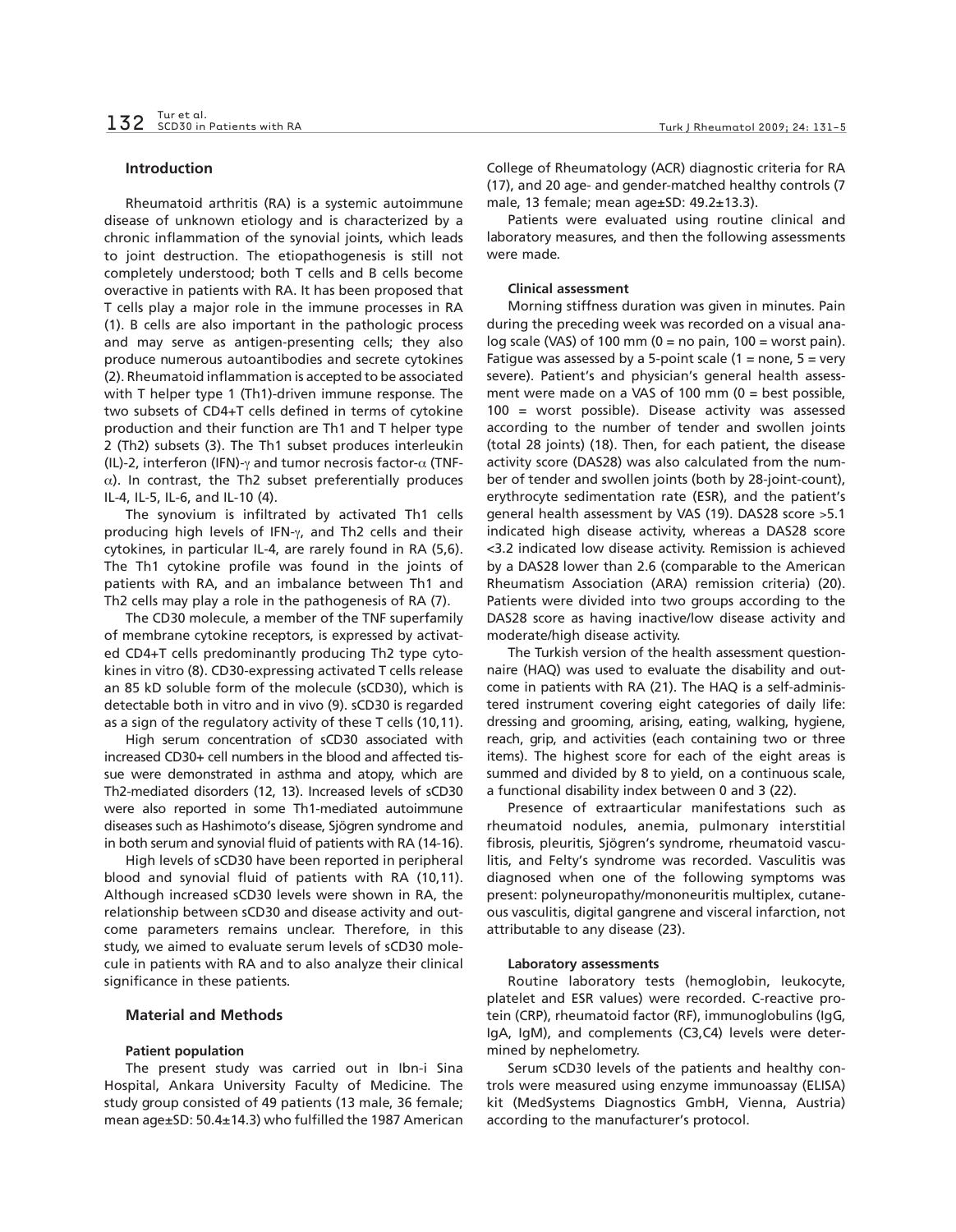## Introduction

Rheumatoid arthritis (RA) is a systemic autoimmune disease of unknown etiology and is characterized by a chronic inflammation of the synovial joints, which leads to joint destruction. The etiopathogenesis is still not completely understood; both T cells and B cells become overactive in patients with RA. It has been proposed that T cells play a major role in the immune processes in RA (1). B cells are also important in the pathologic process and may serve as antigen-presenting cells; they also produce numerous autoantibodies and secrete cytokines (2). Rheumatoid inflammation is accepted to be associated with T helper type 1 (Th1)-driven immune response. The two subsets of CD4+T cells defined in terms of cytokine production and their function are Th1 and T helper type 2 (Th2) subsets (3). The Th1 subset produces interleukin (IL)-2, interferon (IFN)-$\gamma$ and tumor necrosis factor-$\alpha$ (TNF-$\alpha$). In contrast, the Th2 subset preferentially produces IL-4, IL-5, IL-6, and IL-10 (4).

The synovium is infiltrated by activated Th1 cells producing high levels of IFN-$\gamma$, and Th2 cells and their cytokines, in particular IL-4, are rarely found in RA (5,6). The Th1 cytokine profile was found in the joints of patients with RA, and an imbalance between Th1 and Th2 cells may play a role in the pathogenesis of RA (7).

The CD30 molecule, a member of the TNF superfamily of membrane cytokine receptors, is expressed by activated CD4+T cells predominantly producing Th2 type cytokines in vitro (8). CD30-expressing activated T cells release an 85 kD soluble form of the molecule (sCD30), which is detectable both in vitro and in vivo (9). sCD30 is regarded as a sign of the regulatory activity of these T cells (10,11).

High serum concentration of sCD30 associated with increased CD30+ cell numbers in the blood and affected tissue were demonstrated in asthma and atopy, which are Th2-mediated disorders (12, 13). Increased levels of sCD30 were also reported in some Th1-mediated autoimmune diseases such as Hashimoto's disease, Sjögren syndrome and in both serum and synovial fluid of patients with RA (14-16).

High levels of sCD30 have been reported in peripheral blood and synovial fluid of patients with RA (10,11). Although increased sCD30 levels were shown in RA, the relationship between sCD30 and disease activity and outcome parameters remains unclear. Therefore, in this study, we aimed to evaluate serum levels of sCD30 molecule in patients with RA and to also analyze their clinical significance in these patients.

## Material and Methods

### Patient population

The present study was carried out in Ibn-i Sina Hospital, Ankara University Faculty of Medicine. The study group consisted of 49 patients (13 male, 36 female; mean age±SD: 50.4±14.3) who fulfilled the 1987 American College of Rheumatology (ACR) diagnostic criteria for RA (17), and 20 age- and gender-matched healthy controls (7 male, 13 female; mean age±SD: 49.2±13.3).

Patients were evaluated using routine clinical and laboratory measures, and then the following assessments were made.

### Clinical assessment

Morning stiffness duration was given in minutes. Pain during the preceding week was recorded on a visual analog scale (VAS) of 100 mm (0 = no pain, 100 = worst pain). Fatigue was assessed by a 5-point scale (1 = none, 5 = very severe). Patient's and physician's general health assessment were made on a VAS of 100 mm (0 = best possible, 100 = worst possible). Disease activity was assessed according to the number of tender and swollen joints (total 28 joints) (18). Then, for each patient, the disease activity score (DAS28) was also calculated from the number of tender and swollen joints (both by 28-joint-count), erythrocyte sedimentation rate (ESR), and the patient's general health assessment by VAS (19). DAS28 score >5.1 indicated high disease activity, whereas a DAS28 score <3.2 indicated low disease activity. Remission is achieved by a DAS28 lower than 2.6 (comparable to the American Rheumatism Association (ARA) remission criteria) (20). Patients were divided into two groups according to the DAS28 score as having inactive/low disease activity and moderate/high disease activity.

The Turkish version of the health assessment questionnaire (HAQ) was used to evaluate the disability and outcome in patients with RA (21). The HAQ is a self-administered instrument covering eight categories of daily life: dressing and grooming, arising, eating, walking, hygiene, reach, grip, and activities (each containing two or three items). The highest score for each of the eight areas is summed and divided by 8 to yield, on a continuous scale, a functional disability index between 0 and 3 (22).

Presence of extraarticular manifestations such as rheumatoid nodules, anemia, pulmonary interstitial fibrosis, pleuritis, Sjögren's syndrome, rheumatoid vasculitis, and Felty's syndrome was recorded. Vasculitis was diagnosed when one of the following symptoms was present: polyneuropathy/mononeuritis multiplex, cutaneous vasculitis, digital gangrene and visceral infarction, not attributable to any disease (23).

### Laboratory assessments

Routine laboratory tests (hemoglobin, leukocyte, platelet and ESR values) were recorded. C-reactive protein (CRP), rheumatoid factor (RF), immunoglobulins (IgG, IgA, IgM), and complements (C3,C4) levels were determined by nephelometry.

Serum sCD30 levels of the patients and healthy controls were measured using enzyme immunoassay (ELISA) kit (MedSystems Diagnostics GmbH, Vienna, Austria) according to the manufacturer's protocol.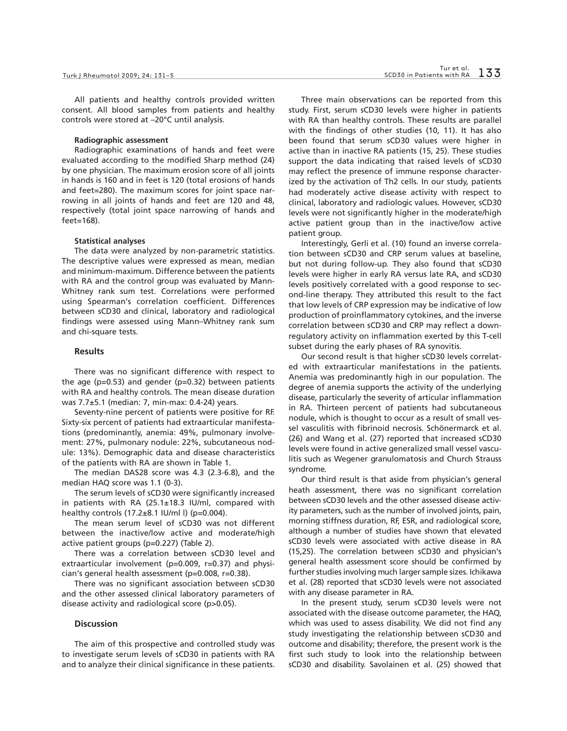All patients and healthy controls provided written consent. All blood samples from patients and healthy controls were stored at –20°C until analysis.

**Radiographic assessment**

Radiographic examinations of hands and feet were evaluated according to the modified Sharp method (24) by one physician. The maximum erosion score of all joints in hands is 160 and in feet is 120 (total erosions of hands and feet=280). The maximum scores for joint space narrowing in all joints of hands and feet are 120 and 48, respectively (total joint space narrowing of hands and feet=168).

**Statistical analyses**

The data were analyzed by non-parametric statistics. The descriptive values were expressed as mean, median and minimum-maximum. Difference between the patients with RA and the control group was evaluated by Mann-Whitney rank sum test. Correlations were performed using Spearman's correlation coefficient. Differences between sCD30 and clinical, laboratory and radiological findings were assessed using Mann–Whitney rank sum and chi-square tests.

## Results

There was no significant difference with respect to the age (p=0.53) and gender (p=0.32) between patients with RA and healthy controls. The mean disease duration was 7.7±5.1 (median: 7, min-max: 0.4-24) years.

Seventy-nine percent of patients were positive for RF. Sixty-six percent of patients had extraarticular manifestations (predominantly, anemia: 49%, pulmonary involvement: 27%, pulmonary nodule: 22%, subcutaneous nodule: 13%). Demographic data and disease characteristics of the patients with RA are shown in Table 1.

The median DAS28 score was 4.3 (2.3-6.8), and the median HAQ score was 1.1 (0-3).

The serum levels of sCD30 were significantly increased in patients with RA (25.1±18.3 IU/ml, compared with healthy controls (17.2±8.1 IU/ml l) (p=0.004).

The mean serum level of sCD30 was not different between the inactive/low active and moderate/high active patient groups (p=0.227) (Table 2).

There was a correlation between sCD30 level and extraarticular involvement (p=0.009, r=0.37) and physician's general health assessment (p=0.008, r=0.38).

There was no significant association between sCD30 and the other assessed clinical laboratory parameters of disease activity and radiological score (p>0.05).

## Discussion

The aim of this prospective and controlled study was to investigate serum levels of sCD30 in patients with RA and to analyze their clinical significance in these patients.

Three main observations can be reported from this study. First, serum sCD30 levels were higher in patients with RA than healthy controls. These results are parallel with the findings of other studies (10, 11). It has also been found that serum sCD30 values were higher in active than in inactive RA patients (15, 25). These studies support the data indicating that raised levels of sCD30 may reflect the presence of immune response characterized by the activation of Th2 cells. In our study, patients had moderately active disease activity with respect to clinical, laboratory and radiologic values. However, sCD30 levels were not significantly higher in the moderate/high active patient group than in the inactive/low active patient group.

Interestingly, Gerli et al. (10) found an inverse correlation between sCD30 and CRP serum values at baseline, but not during follow-up. They also found that sCD30 levels were higher in early RA versus late RA, and sCD30 levels positively correlated with a good response to second-line therapy. They attributed this result to the fact that low levels of CRP expression may be indicative of low production of proinflammatory cytokines, and the inverse correlation between sCD30 and CRP may reflect a down-regulatory activity on inflammation exerted by this T-cell subset during the early phases of RA synovitis.

Our second result is that higher sCD30 levels correlated with extraarticular manifestations in the patients. Anemia was predominantly high in our population. The degree of anemia supports the activity of the underlying disease, particularly the severity of articular inflammation in RA. Thirteen percent of patients had subcutaneous nodule, which is thought to occur as a result of small vessel vasculitis with fibrinoid necrosis. Schönermarck et al. (26) and Wang et al. (27) reported that increased sCD30 levels were found in active generalized small vessel vasculitis such as Wegener granulomatosis and Church Strauss syndrome.

Our third result is that aside from physician's general heath assessment, there was no significant correlation between sCD30 levels and the other assessed disease activity parameters, such as the number of involved joints, pain, morning stiffness duration, RF, ESR, and radiological score, although a number of studies have shown that elevated sCD30 levels were associated with active disease in RA (15,25). The correlation between sCD30 and physician's general health assessment score should be confirmed by further studies involving much larger sample sizes. Ichikawa et al. (28) reported that sCD30 levels were not associated with any disease parameter in RA.

In the present study, serum sCD30 levels were not associated with the disease outcome parameter, the HAQ, which was used to assess disability. We did not find any study investigating the relationship between sCD30 and outcome and disability; therefore, the present work is the first such study to look into the relationship between sCD30 and disability. Savolainen et al. (25) showed that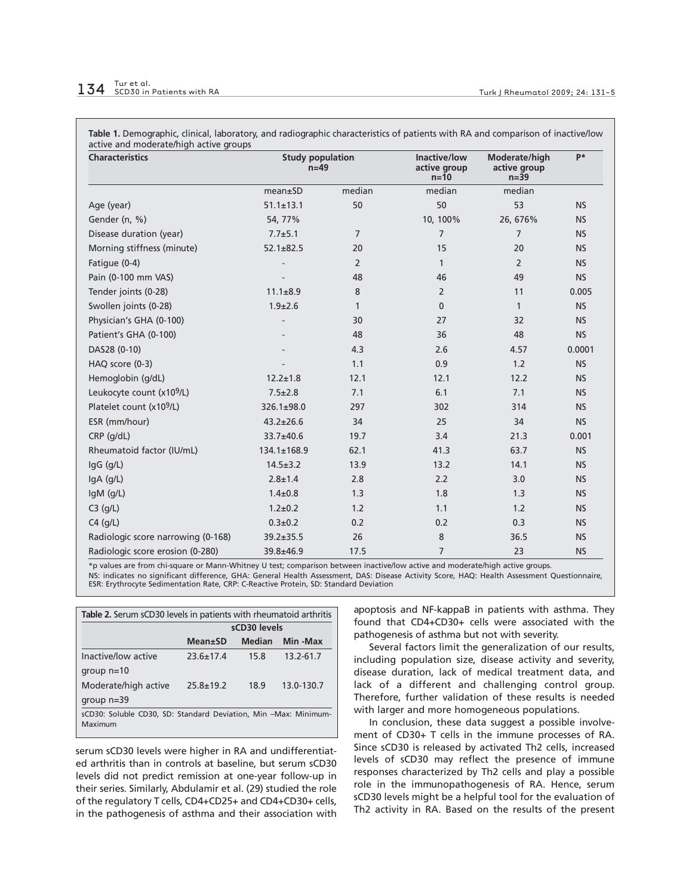**Table 1.** Demographic, clinical, laboratory, and radiographic characteristics of patients with RA and comparison of inactive/low active and moderate/high active groups

| Characteristics | Study population n=49 | | Inactive/low active group n=10 | Moderate/high active group n=39 | P* |
|---|---|---|---|---|---|
| | mean±SD | median | median | median | |
| Age (year) | 51.1±13.1 | 50 | 50 | 53 | NS |
| Gender (n, %) | 54, 77% | | 10, 100% | 26, 676% | NS |
| Disease duration (year) | 7.7±5.1 | 7 | 7 | 7 | NS |
| Morning stiffness (minute) | 52.1±82.5 | 20 | 15 | 20 | NS |
| Fatigue (0-4) | - | 2 | 1 | 2 | NS |
| Pain (0-100 mm VAS) | - | 48 | 46 | 49 | NS |
| Tender joints (0-28) | 11.1±8.9 | 8 | 2 | 11 | 0.005 |
| Swollen joints (0-28) | 1.9±2.6 | 1 | 0 | 1 | NS |
| Physician's GHA (0-100) | - | 30 | 27 | 32 | NS |
| Patient's GHA (0-100) | - | 48 | 36 | 48 | NS |
| DAS28 (0-10) | - | 4.3 | 2.6 | 4.57 | 0.0001 |
| HAQ score (0-3) | - | 1.1 | 0.9 | 1.2 | NS |
| Hemoglobin (g/dL) | 12.2±1.8 | 12.1 | 12.1 | 12.2 | NS |
| Leukocyte count (x10$^9$/L) | 7.5±2.8 | 7.1 | 6.1 | 7.1 | NS |
| Platelet count (x10$^9$/L) | 326.1±98.0 | 297 | 302 | 314 | NS |
| ESR (mm/hour) | 43.2±26.6 | 34 | 25 | 34 | NS |
| CRP (g/dL) | 33.7±40.6 | 19.7 | 3.4 | 21.3 | 0.001 |
| Rheumatoid factor (IU/mL) | 134.1±168.9 | 62.1 | 41.3 | 63.7 | NS |
| IgG (g/L) | 14.5±3.2 | 13.9 | 13.2 | 14.1 | NS |
| IgA (g/L) | 2.8±1.4 | 2.8 | 2.2 | 3.0 | NS |
| IgM (g/L) | 1.4±0.8 | 1.3 | 1.8 | 1.3 | NS |
| C3 (g/L) | 1.2±0.2 | 1.2 | 1.1 | 1.2 | NS |
| C4 (g/L) | 0.3±0.2 | 0.2 | 0.2 | 0.3 | NS |
| Radiologic score narrowing (0-168) | 39.2±35.5 | 26 | 8 | 36.5 | NS |
| Radiologic score erosion (0-280) | 39.8±46.9 | 17.5 | 7 | 23 | NS |

*p values are from chi-square or Mann-Whitney U test; comparison between inactive/low active and moderate/high active groups.
NS: indicates no significant difference, GHA: General Health Assessment, DAS: Disease Activity Score, HAQ: Health Assessment Questionnaire, ESR: Erythrocyte Sedimentation Rate, CRP: C-Reactive Protein, SD: Standard Deviation

**Table 2.** Serum sCD30 levels in patients with rheumatoid arthritis

| | sCD30 levels | | |
|---|---|---|---|
| | Mean±SD | Median | Min -Max |
| Inactive/low active group n=10 | 23.6±17.4 | 15.8 | 13.2-61.7 |
| Moderate/high active group n=39 | 25.8±19.2 | 18.9 | 13.0-130.7 |

sCD30: Soluble CD30, SD: Standard Deviation, Min –Max: Minimum-Maximum

serum sCD30 levels were higher in RA and undifferentiated arthritis than in controls at baseline, but serum sCD30 levels did not predict remission at one-year follow-up in their series. Similarly, Abdulamir et al. (29) studied the role of the regulatory T cells, CD4+CD25+ and CD4+CD30+ cells, in the pathogenesis of asthma and their association with apoptosis and NF-kappaB in patients with asthma. They found that CD4+CD30+ cells were associated with the pathogenesis of asthma but not with severity.

Several factors limit the generalization of our results, including population size, disease activity and severity, disease duration, lack of medical treatment data, and lack of a different and challenging control group. Therefore, further validation of these results is needed with larger and more homogeneous populations.

In conclusion, these data suggest a possible involvement of CD30+ T cells in the immune processes of RA. Since sCD30 is released by activated Th2 cells, increased levels of sCD30 may reflect the presence of immune responses characterized by Th2 cells and play a possible role in the immunopathogenesis of RA. Hence, serum sCD30 levels might be a helpful tool for the evaluation of Th2 activity in RA. Based on the results of the present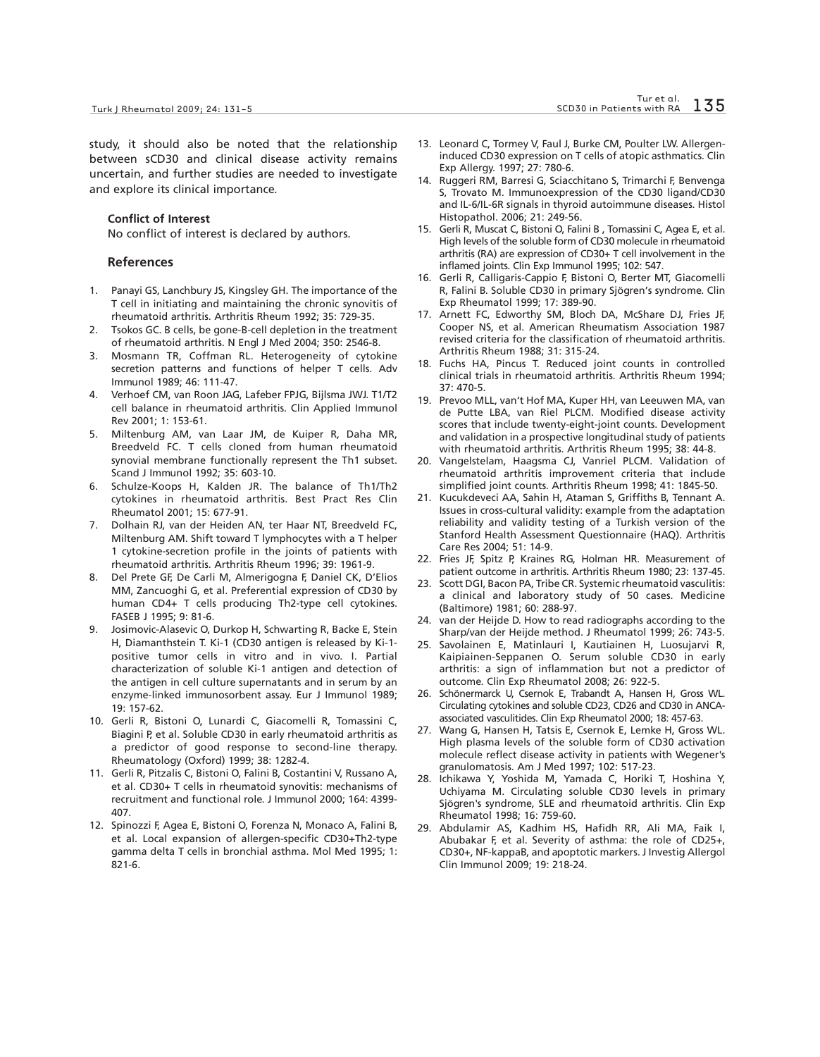study, it should also be noted that the relationship between sCD30 and clinical disease activity remains uncertain, and further studies are needed to investigate and explore its clinical importance.

**Conflict of Interest**

No conflict of interest is declared by authors.

## References

1. Panayi GS, Lanchbury JS, Kingsley GH. The importance of the T cell in initiating and maintaining the chronic synovitis of rheumatoid arthritis. Arthritis Rheum 1992; 35: 729-35.
2. Tsokos GC. B cells, be gone-B-cell depletion in the treatment of rheumatoid arthritis. N Engl J Med 2004; 350: 2546-8.
3. Mosmann TR, Coffman RL. Heterogeneity of cytokine secretion patterns and functions of helper T cells. Adv Immunol 1989; 46: 111-47.
4. Verhoef CM, van Roon JAG, Lafeber FPJG, Bijlsma JWJ. T1/T2 cell balance in rheumatoid arthritis. Clin Applied Immunol Rev 2001; 1: 153-61.
5. Miltenburg AM, van Laar JM, de Kuiper R, Daha MR, Breedveld FC. T cells cloned from human rheumatoid synovial membrane functionally represent the Th1 subset. Scand J Immunol 1992; 35: 603-10.
6. Schulze-Koops H, Kalden JR. The balance of Th1/Th2 cytokines in rheumatoid arthritis. Best Pract Res Clin Rheumatol 2001; 15: 677-91.
7. Dolhain RJ, van der Heiden AN, ter Haar NT, Breedveld FC, Miltenburg AM. Shift toward T lymphocytes with a T helper 1 cytokine-secretion profile in the joints of patients with rheumatoid arthritis. Arthritis Rheum 1996; 39: 1961-9.
8. Del Prete GF, De Carli M, Almerigogna F, Daniel CK, D'Elios MM, Zancuoghi G, et al. Preferential expression of CD30 by human CD4+ T cells producing Th2-type cell cytokines. FASEB J 1995; 9: 81-6.
9. Josimovic-Alasevic O, Durkop H, Schwarting R, Backe E, Stein H, Diamanthstein T. Ki-1 (CD30 antigen is released by Ki-1-positive tumor cells in vitro and in vivo. I. Partial characterization of soluble Ki-1 antigen and detection of the antigen in cell culture supernatants and in serum by an enzyme-linked immunosorbent assay. Eur J Immunol 1989; 19: 157-62.
10. Gerli R, Bistoni O, Lunardi C, Giacomelli R, Tomassini C, Biagini P, et al. Soluble CD30 in early rheumatoid arthritis as a predictor of good response to second-line therapy. Rheumatology (Oxford) 1999; 38: 1282-4.
11. Gerli R, Pitzalis C, Bistoni O, Falini B, Costantini V, Russano A, et al. CD30+ T cells in rheumatoid synovitis: mechanisms of recruitment and functional role. J Immunol 2000; 164: 4399-407.
12. Spinozzi F, Agea E, Bistoni O, Forenza N, Monaco A, Falini B, et al. Local expansion of allergen-specific CD30+Th2-type gamma delta T cells in bronchial asthma. Mol Med 1995; 1: 821-6.
13. Leonard C, Tormey V, Faul J, Burke CM, Poulter LW. Allergen-induced CD30 expression on T cells of atopic asthmatics. Clin Exp Allergy. 1997; 27: 780-6.
14. Ruggeri RM, Barresi G, Sciacchitano S, Trimarchi F, Benvenga S, Trovato M. Immunoexpression of the CD30 ligand/CD30 and IL-6/IL-6R signals in thyroid autoimmune diseases. Histol Histopathol. 2006; 21: 249-56.
15. Gerli R, Muscat C, Bistoni O, Falini B , Tomassini C, Agea E, et al. High levels of the soluble form of CD30 molecule in rheumatoid arthritis (RA) are expression of CD30+ T cell involvement in the inflamed joints. Clin Exp Immunol 1995; 102: 547.
16. Gerli R, Calligaris-Cappio F, Bistoni O, Berter MT, Giacomelli R, Falini B. Soluble CD30 in primary Sjögren's syndrome. Clin Exp Rheumatol 1999; 17: 389-90.
17. Arnett FC, Edworthy SM, Bloch DA, McShare DJ, Fries JF, Cooper NS, et al. American Rheumatism Association 1987 revised criteria for the classification of rheumatoid arthritis. Arthritis Rheum 1988; 31: 315-24.
18. Fuchs HA, Pincus T. Reduced joint counts in controlled clinical trials in rheumatoid arthritis. Arthritis Rheum 1994; 37: 470-5.
19. Prevoo MLL, van't Hof MA, Kuper HH, van Leeuwen MA, van de Putte LBA, van Riel PLCM. Modified disease activity scores that include twenty-eight-joint counts. Development and validation in a prospective longitudinal study of patients with rheumatoid arthritis. Arthritis Rheum 1995; 38: 44-8.
20. Vangelstelam, Haagsma CJ, Vanriel PLCM. Validation of rheumatoid arthritis improvement criteria that include simplified joint counts. Arthritis Rheum 1998; 41: 1845-50.
21. Kucukdeveci AA, Sahin H, Ataman S, Griffiths B, Tennant A. Issues in cross-cultural validity: example from the adaptation reliability and validity testing of a Turkish version of the Stanford Health Assessment Questionnaire (HAQ). Arthritis Care Res 2004; 51: 14-9.
22. Fries JF, Spitz P, Kraines RG, Holman HR. Measurement of patient outcome in arthritis. Arthritis Rheum 1980; 23: 137-45.
23. Scott DGI, Bacon PA, Tribe CR. Systemic rheumatoid vasculitis: a clinical and laboratory study of 50 cases. Medicine (Baltimore) 1981; 60: 288-97.
24. van der Heijde D. How to read radiographs according to the Sharp/van der Heijde method. J Rheumatol 1999; 26: 743-5.
25. Savolainen E, Matinlauri I, Kautiainen H, Luosujarvi R, Kaipiainen-Seppanen O. Serum soluble CD30 in early arthritis: a sign of inflammation but not a predictor of outcome. Clin Exp Rheumatol 2008; 26: 922-5.
26. Schönermarck U, Csernok E, Trabandt A, Hansen H, Gross WL. Circulating cytokines and soluble CD23, CD26 and CD30 in ANCA-associated vasculitides. Clin Exp Rheumatol 2000; 18: 457-63.
27. Wang G, Hansen H, Tatsis E, Csernok E, Lemke H, Gross WL. High plasma levels of the soluble form of CD30 activation molecule reflect disease activity in patients with Wegener's granulomatosis. Am J Med 1997; 102: 517-23.
28. Ichikawa Y, Yoshida M, Yamada C, Horiki T, Hoshina Y, Uchiyama M. Circulating soluble CD30 levels in primary Sjögren's syndrome, SLE and rheumatoid arthritis. Clin Exp Rheumatol 1998; 16: 759-60.
29. Abdulamir AS, Kadhim HS, Hafidh RR, Ali MA, Faik I, Abubakar F, et al. Severity of asthma: the role of CD25+, CD30+, NF-kappaB, and apoptotic markers. J Investig Allergol Clin Immunol 2009; 19: 218-24.